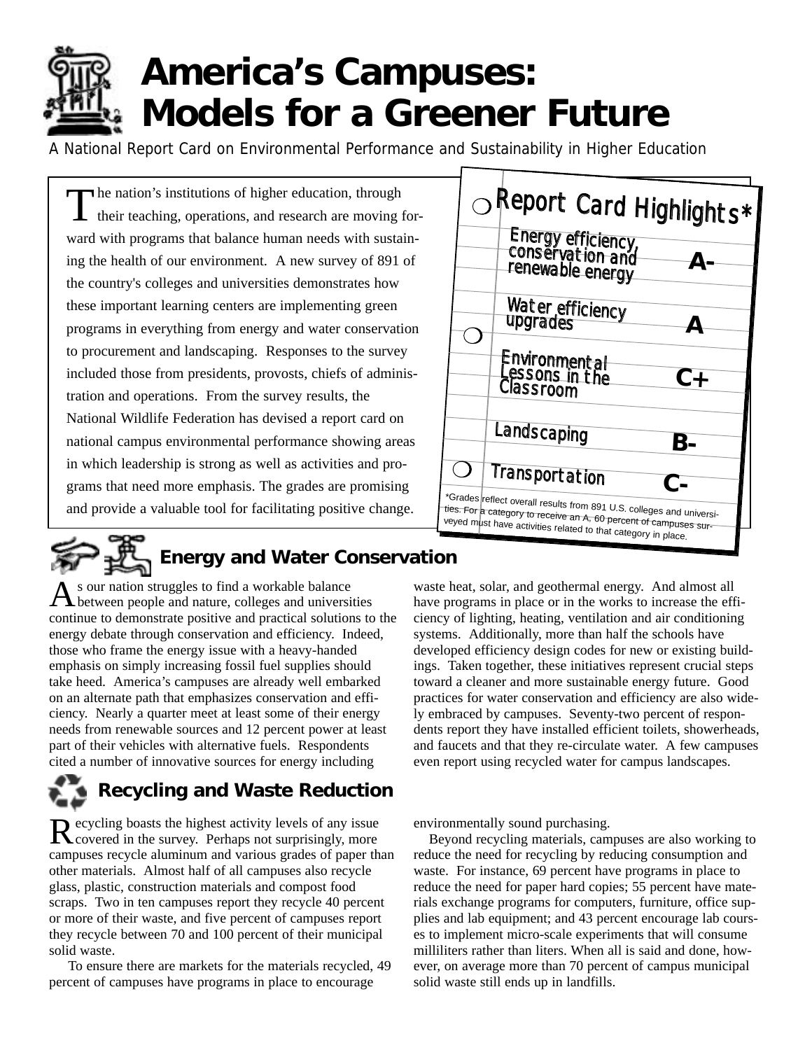# America's Campuses: Models for a Greener Future

A National Report Card on Environmental Performance and Sustainability in Higher Education

The nation's institutions of higher education, through their teaching, operations, and research are moving forward with programs that balance human needs with sustaining the health of our environment. A new survey of 891 of the country's colleges and universities demonstrates how these important learning centers are implementing green programs in everything from energy and water conservation to procurement and landscaping. Responses to the survey included those from presidents, provosts, chiefs of administration and operations. From the survey results, the National Wildlife Federation has devised a report card on national campus environmental performance showing areas in which leadership is strong as well as activities and programs that need more emphasis. The grades are promising and provide a valuable tool for facilitating positive change.

## Report Card Highlights*

| Category | Grade |
|---|---|
| Energy efficiency, conservation and renewable energy | A- |
| Water efficiency upgrades | A |
| Environmental Lessons in the Classroom | C+ |
| Landscaping | B- |
| Transportation | C- |

*Grades reflect overall results from 891 U.S. colleges and universities. For a category to receive an A, 60 percent of campuses surveyed must have activities related to that category in place.

## Energy and Water Conservation

As our nation struggles to find a workable balance between people and nature, colleges and universities continue to demonstrate positive and practical solutions to the energy debate through conservation and efficiency. Indeed, those who frame the energy issue with a heavy-handed emphasis on simply increasing fossil fuel supplies should take heed. America's campuses are already well embarked on an alternate path that emphasizes conservation and efficiency. Nearly a quarter meet at least some of their energy needs from renewable sources and 12 percent power at least part of their vehicles with alternative fuels. Respondents cited a number of innovative sources for energy including waste heat, solar, and geothermal energy. And almost all have programs in place or in the works to increase the efficiency of lighting, heating, ventilation and air conditioning systems. Additionally, more than half the schools have developed efficiency design codes for new or existing buildings. Taken together, these initiatives represent crucial steps toward a cleaner and more sustainable energy future. Good practices for water conservation and efficiency are also widely embraced by campuses. Seventy-two percent of respondents report they have installed efficient toilets, showerheads, and faucets and that they re-circulate water. A few campuses even report using recycled water for campus landscapes.

## Recycling and Waste Reduction

Recycling boasts the highest activity levels of any issue covered in the survey. Perhaps not surprisingly, more campuses recycle aluminum and various grades of paper than other materials. Almost half of all campuses also recycle glass, plastic, construction materials and compost food scraps. Two in ten campuses report they recycle 40 percent or more of their waste, and five percent of campuses report they recycle between 70 and 100 percent of their municipal solid waste.

To ensure there are markets for the materials recycled, 49 percent of campuses have programs in place to encourage environmentally sound purchasing.

Beyond recycling materials, campuses are also working to reduce the need for recycling by reducing consumption and waste. For instance, 69 percent have programs in place to reduce the need for paper hard copies; 55 percent have materials exchange programs for computers, furniture, office supplies and lab equipment; and 43 percent encourage lab courses to implement micro-scale experiments that will consume milliliters rather than liters. When all is said and done, however, on average more than 70 percent of campus municipal solid waste still ends up in landfills.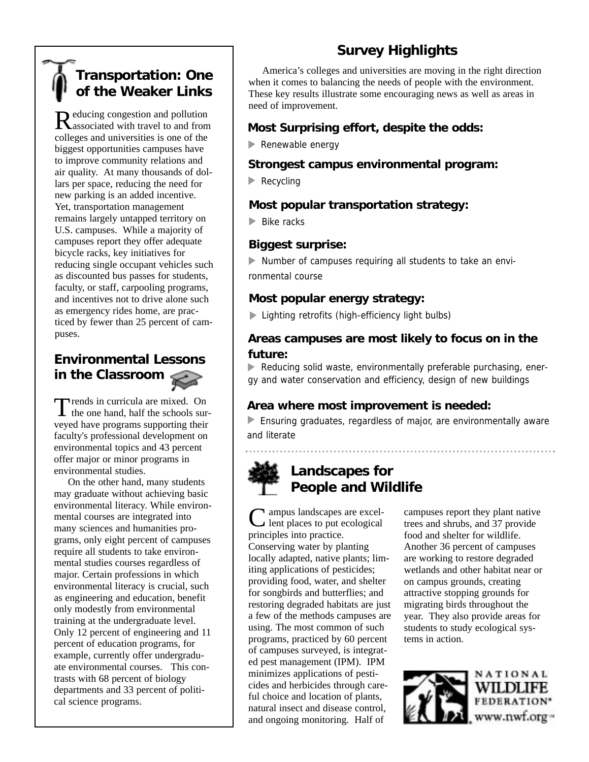## Transportation: One of the Weaker Links

Reducing congestion and pollution associated with travel to and from colleges and universities is one of the biggest opportunities campuses have to improve community relations and air quality. At many thousands of dollars per space, reducing the need for new parking is an added incentive. Yet, transportation management remains largely untapped territory on U.S. campuses. While a majority of campuses report they offer adequate bicycle racks, key initiatives for reducing single occupant vehicles such as discounted bus passes for students, faculty, or staff, carpooling programs, and incentives not to drive alone such as emergency rides home, are practiced by fewer than 25 percent of campuses.

## Environmental Lessons in the Classroom

Trends in curricula are mixed. On the one hand, half the schools surveyed have programs supporting their faculty's professional development on environmental topics and 43 percent offer major or minor programs in environmental studies.

On the other hand, many students may graduate without achieving basic environmental literacy. While environmental courses are integrated into many sciences and humanities programs, only eight percent of campuses require all students to take environmental studies courses regardless of major. Certain professions in which environmental literacy is crucial, such as engineering and education, benefit only modestly from environmental training at the undergraduate level. Only 12 percent of engineering and 11 percent of education programs, for example, currently offer undergraduate environmental courses. This contrasts with 68 percent of biology departments and 33 percent of political science programs.

## Survey Highlights

America's colleges and universities are moving in the right direction when it comes to balancing the needs of people with the environment. These key results illustrate some encouraging news as well as areas in need of improvement.

### Most Surprising effort, despite the odds:

- Renewable energy

### Strongest campus environmental program:

- Recycling

### Most popular transportation strategy:

- Bike racks

### Biggest surprise:

- Number of campuses requiring all students to take an environmental course

### Most popular energy strategy:

- Lighting retrofits (high-efficiency light bulbs)

### Areas campuses are most likely to focus on in the future:

- Reducing solid waste, environmentally preferable purchasing, energy and water conservation and efficiency, design of new buildings

### Area where most improvement is needed:

- Ensuring graduates, regardless of major, are environmentally aware and literate

## Landscapes for People and Wildlife

Campus landscapes are excellent places to put ecological principles into practice. Conserving water by planting locally adapted, native plants; limiting applications of pesticides; providing food, water, and shelter for songbirds and butterflies; and restoring degraded habitats are just a few of the methods campuses are using. The most common of such programs, practiced by 60 percent of campuses surveyed, is integrated pest management (IPM). IPM minimizes applications of pesticides and herbicides through careful choice and location of plants, natural insect and disease control, and ongoing monitoring. Half of campuses report they plant native trees and shrubs, and 37 provide food and shelter for wildlife. Another 36 percent of campuses are working to restore degraded wetlands and other habitat near or on campus grounds, creating attractive stopping grounds for migrating birds throughout the year. They also provide areas for students to study ecological systems in action.

NATIONAL WILDLIFE FEDERATION®
www.nwf.org